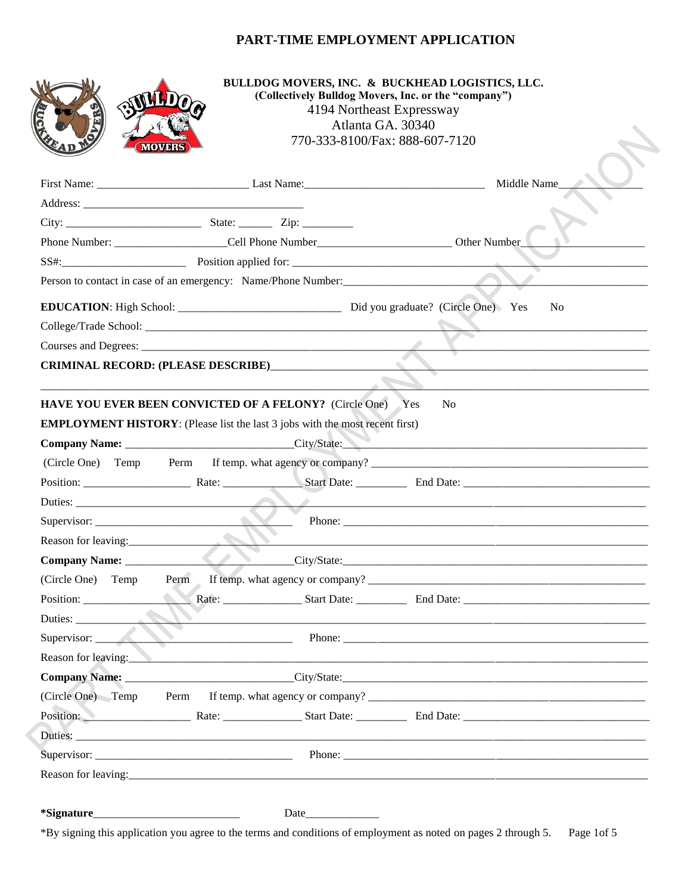# PART-TIME EMPLOYMENT APPLICATION

**BULLDOG MOVERS, INC. & BUCKHEAD LOGISTICS, LLC.**
**(Collectively Bulldog Movers, Inc. or the "company")**
4194 Northeast Expressway
Atlanta GA. 30340
770-333-8100/Fax: 888-607-7120

First Name: ___________________________ Last Name:________________________________ Middle Name_______________

Address: ________________________________________

City: ________________________ State: ______ Zip: _________

Phone Number: ___________________Cell Phone Number______________________ Other Number______________________

SS#:______________________ Position applied for: ___________________________________________________________

Person to contact in case of an emergency: Name/Phone Number:_________________________________________________

**EDUCATION**: High School: _____________________________ Did you graduate? (Circle One) Yes No

College/Trade School: ______________________________________________________________________________

Courses and Degrees: _______________________________________________________________________________

**CRIMINAL RECORD: (PLEASE DESCRIBE)**_____________________________________________________________

____________________________________________________________________________________________________

**HAVE YOU EVER BEEN CONVICTED OF A FELONY?** (Circle One) Yes No

**EMPLOYMENT HISTORY**: (Please list the last 3 jobs with the most recent first)

**Company Name:** ______________________________City/State:_____________________________________________

(Circle One) Temp Perm If temp. what agency or company? _______________________________________________

Position: ___________________ Rate: ______________ Start Date: _________ End Date: ___________________________

Duties: ______________________________________________________________________________________________

Supervisor: ___________________________________ Phone: _____________________________________________

Reason for leaving:_____________________________________________________________________________________

**Company Name:** ______________________________City/State:_____________________________________________

(Circle One) Temp Perm If temp. what agency or company? _______________________________________________

Position: ___________________ Rate: ______________ Start Date: _________ End Date: ___________________________

Duties: ______________________________________________________________________________________________

Supervisor: ___________________________________ Phone: _____________________________________________

Reason for leaving:_____________________________________________________________________________________

**Company Name:** ______________________________City/State:_____________________________________________

(Circle One) Temp Perm If temp. what agency or company? _______________________________________________

Position: ___________________ Rate: ______________ Start Date: _________ End Date: ___________________________

Duties: ______________________________________________________________________________________________

Supervisor: ___________________________________ Phone: _____________________________________________

Reason for leaving:_____________________________________________________________________________________

**\*Signature**__________________________ Date_____________

*By signing this application you agree to the terms and conditions of employment as noted on pages 2 through 5.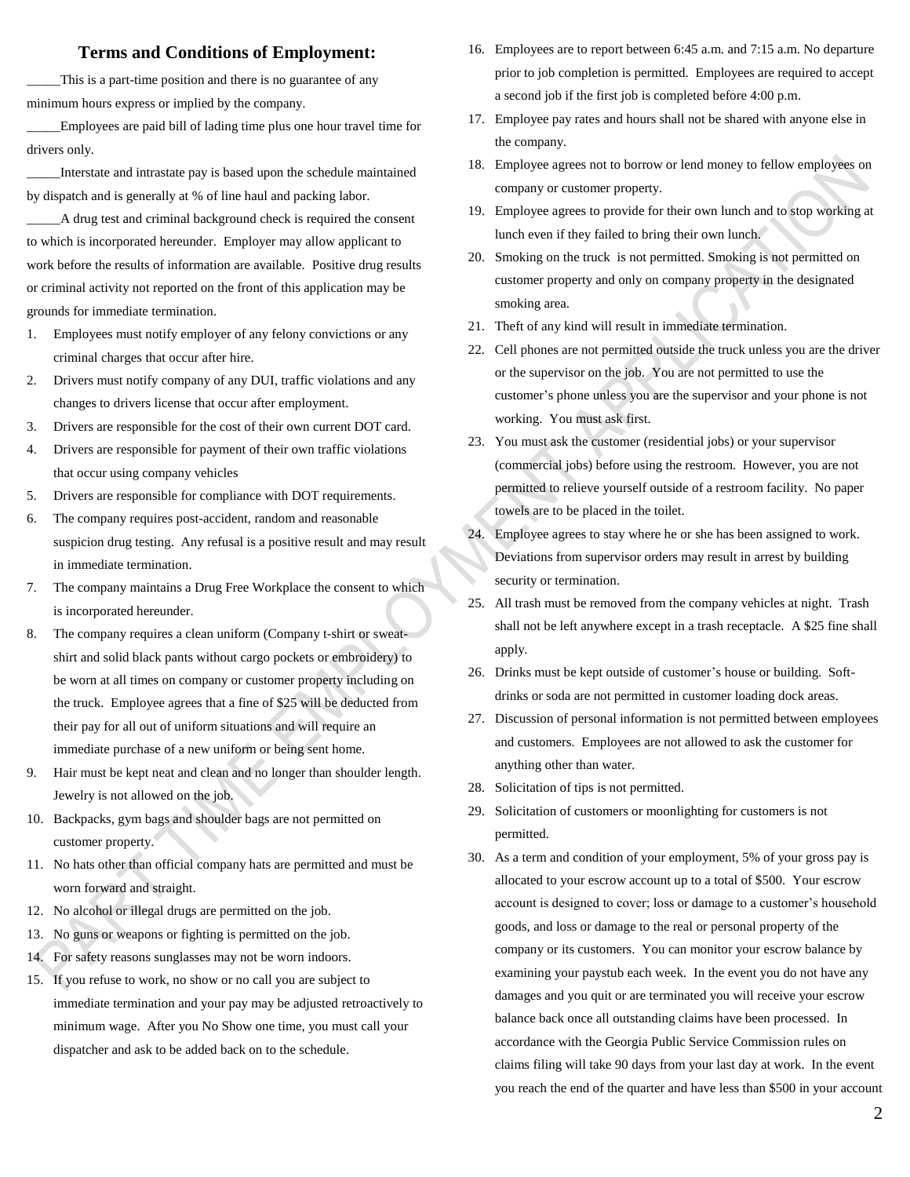## Terms and Conditions of Employment:

_____This is a part-time position and there is no guarantee of any minimum hours express or implied by the company.

_____Employees are paid bill of lading time plus one hour travel time for drivers only.

_____Interstate and intrastate pay is based upon the schedule maintained by dispatch and is generally at % of line haul and packing labor.

_____A drug test and criminal background check is required the consent to which is incorporated hereunder. Employer may allow applicant to work before the results of information are available. Positive drug results or criminal activity not reported on the front of this application may be grounds for immediate termination.

1. Employees must notify employer of any felony convictions or any criminal charges that occur after hire.
2. Drivers must notify company of any DUI, traffic violations and any changes to drivers license that occur after employment.
3. Drivers are responsible for the cost of their own current DOT card.
4. Drivers are responsible for payment of their own traffic violations that occur using company vehicles
5. Drivers are responsible for compliance with DOT requirements.
6. The company requires post-accident, random and reasonable suspicion drug testing. Any refusal is a positive result and may result in immediate termination.
7. The company maintains a Drug Free Workplace the consent to which is incorporated hereunder.
8. The company requires a clean uniform (Company t-shirt or sweat-shirt and solid black pants without cargo pockets or embroidery) to be worn at all times on company or customer property including on the truck. Employee agrees that a fine of $25 will be deducted from their pay for all out of uniform situations and will require an immediate purchase of a new uniform or being sent home.
9. Hair must be kept neat and clean and no longer than shoulder length. Jewelry is not allowed on the job.
10. Backpacks, gym bags and shoulder bags are not permitted on customer property.
11. No hats other than official company hats are permitted and must be worn forward and straight.
12. No alcohol or illegal drugs are permitted on the job.
13. No guns or weapons or fighting is permitted on the job.
14. For safety reasons sunglasses may not be worn indoors.
15. If you refuse to work, no show or no call you are subject to immediate termination and your pay may be adjusted retroactively to minimum wage. After you No Show one time, you must call your dispatcher and ask to be added back on to the schedule.
16. Employees are to report between 6:45 a.m. and 7:15 a.m. No departure prior to job completion is permitted. Employees are required to accept a second job if the first job is completed before 4:00 p.m.
17. Employee pay rates and hours shall not be shared with anyone else in the company.
18. Employee agrees not to borrow or lend money to fellow employees on company or customer property.
19. Employee agrees to provide for their own lunch and to stop working at lunch even if they failed to bring their own lunch.
20. Smoking on the truck is not permitted. Smoking is not permitted on customer property and only on company property in the designated smoking area.
21. Theft of any kind will result in immediate termination.
22. Cell phones are not permitted outside the truck unless you are the driver or the supervisor on the job. You are not permitted to use the customer's phone unless you are the supervisor and your phone is not working. You must ask first.
23. You must ask the customer (residential jobs) or your supervisor (commercial jobs) before using the restroom. However, you are not permitted to relieve yourself outside of a restroom facility. No paper towels are to be placed in the toilet.
24. Employee agrees to stay where he or she has been assigned to work. Deviations from supervisor orders may result in arrest by building security or termination.
25. All trash must be removed from the company vehicles at night. Trash shall not be left anywhere except in a trash receptacle. A $25 fine shall apply.
26. Drinks must be kept outside of customer's house or building. Soft-drinks or soda are not permitted in customer loading dock areas.
27. Discussion of personal information is not permitted between employees and customers. Employees are not allowed to ask the customer for anything other than water.
28. Solicitation of tips is not permitted.
29. Solicitation of customers or moonlighting for customers is not permitted.
30. As a term and condition of your employment, 5% of your gross pay is allocated to your escrow account up to a total of $500. Your escrow account is designed to cover; loss or damage to a customer's household goods, and loss or damage to the real or personal property of the company or its customers. You can monitor your escrow balance by examining your paystub each week. In the event you do not have any damages and you quit or are terminated you will receive your escrow balance back once all outstanding claims have been processed. In accordance with the Georgia Public Service Commission rules on claims filing will take 90 days from your last day at work. In the event you reach the end of the quarter and have less than $500 in your account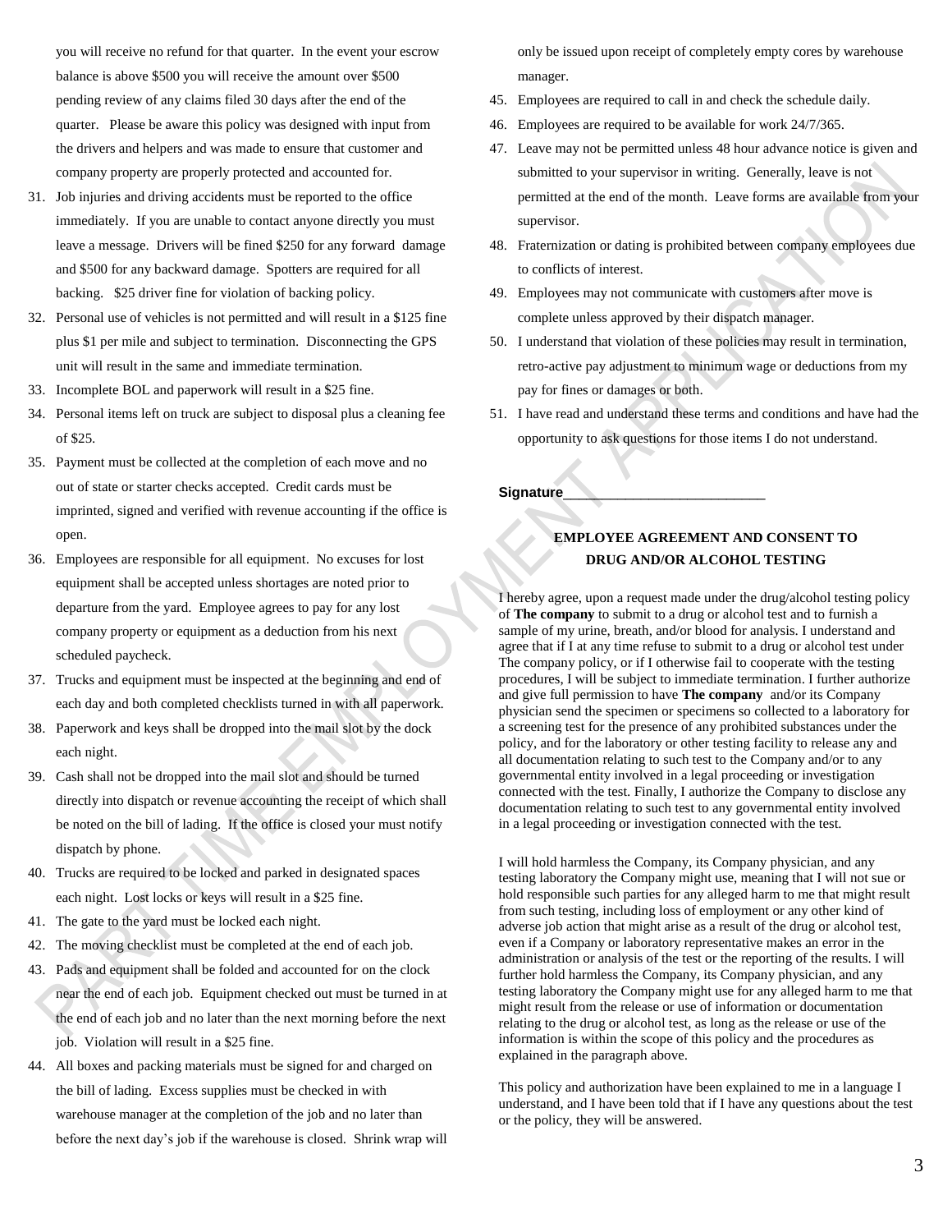you will receive no refund for that quarter. In the event your escrow balance is above $500 you will receive the amount over $500 pending review of any claims filed 30 days after the end of the quarter. Please be aware this policy was designed with input from the drivers and helpers and was made to ensure that customer and company property are properly protected and accounted for.

31. Job injuries and driving accidents must be reported to the office immediately. If you are unable to contact anyone directly you must leave a message. Drivers will be fined $250 for any forward damage and $500 for any backward damage. Spotters are required for all backing. $25 driver fine for violation of backing policy.
32. Personal use of vehicles is not permitted and will result in a $125 fine plus $1 per mile and subject to termination. Disconnecting the GPS unit will result in the same and immediate termination.
33. Incomplete BOL and paperwork will result in a $25 fine.
34. Personal items left on truck are subject to disposal plus a cleaning fee of $25.
35. Payment must be collected at the completion of each move and no out of state or starter checks accepted. Credit cards must be imprinted, signed and verified with revenue accounting if the office is open.
36. Employees are responsible for all equipment. No excuses for lost equipment shall be accepted unless shortages are noted prior to departure from the yard. Employee agrees to pay for any lost company property or equipment as a deduction from his next scheduled paycheck.
37. Trucks and equipment must be inspected at the beginning and end of each day and both completed checklists turned in with all paperwork.
38. Paperwork and keys shall be dropped into the mail slot by the dock each night.
39. Cash shall not be dropped into the mail slot and should be turned directly into dispatch or revenue accounting the receipt of which shall be noted on the bill of lading. If the office is closed your must notify dispatch by phone.
40. Trucks are required to be locked and parked in designated spaces each night. Lost locks or keys will result in a $25 fine.
41. The gate to the yard must be locked each night.
42. The moving checklist must be completed at the end of each job.
43. Pads and equipment shall be folded and accounted for on the clock near the end of each job. Equipment checked out must be turned in at the end of each job and no later than the next morning before the next job. Violation will result in a $25 fine.
44. All boxes and packing materials must be signed for and charged on the bill of lading. Excess supplies must be checked in with warehouse manager at the completion of the job and no later than before the next day's job if the warehouse is closed. Shrink wrap will only be issued upon receipt of completely empty cores by warehouse manager.
45. Employees are required to call in and check the schedule daily.
46. Employees are required to be available for work 24/7/365.
47. Leave may not be permitted unless 48 hour advance notice is given and submitted to your supervisor in writing. Generally, leave is not permitted at the end of the month. Leave forms are available from your supervisor.
48. Fraternization or dating is prohibited between company employees due to conflicts of interest.
49. Employees may not communicate with customers after move is complete unless approved by their dispatch manager.
50. I understand that violation of these policies may result in termination, retro-active pay adjustment to minimum wage or deductions from my pay for fines or damages or both.
51. I have read and understand these terms and conditions and have had the opportunity to ask questions for those items I do not understand.

**Signature**____________________________

## EMPLOYEE AGREEMENT AND CONSENT TO DRUG AND/OR ALCOHOL TESTING

I hereby agree, upon a request made under the drug/alcohol testing policy of **The company** to submit to a drug or alcohol test and to furnish a sample of my urine, breath, and/or blood for analysis. I understand and agree that if I at any time refuse to submit to a drug or alcohol test under The company policy, or if I otherwise fail to cooperate with the testing procedures, I will be subject to immediate termination. I further authorize and give full permission to have **The company** and/or its Company physician send the specimen or specimens so collected to a laboratory for a screening test for the presence of any prohibited substances under the policy, and for the laboratory or other testing facility to release any and all documentation relating to such test to the Company and/or to any governmental entity involved in a legal proceeding or investigation connected with the test. Finally, I authorize the Company to disclose any documentation relating to such test to any governmental entity involved in a legal proceeding or investigation connected with the test.

I will hold harmless the Company, its Company physician, and any testing laboratory the Company might use, meaning that I will not sue or hold responsible such parties for any alleged harm to me that might result from such testing, including loss of employment or any other kind of adverse job action that might arise as a result of the drug or alcohol test, even if a Company or laboratory representative makes an error in the administration or analysis of the test or the reporting of the results. I will further hold harmless the Company, its Company physician, and any testing laboratory the Company might use for any alleged harm to me that might result from the release or use of information or documentation relating to the drug or alcohol test, as long as the release or use of the information is within the scope of this policy and the procedures as explained in the paragraph above.

This policy and authorization have been explained to me in a language I understand, and I have been told that if I have any questions about the test or the policy, they will be answered.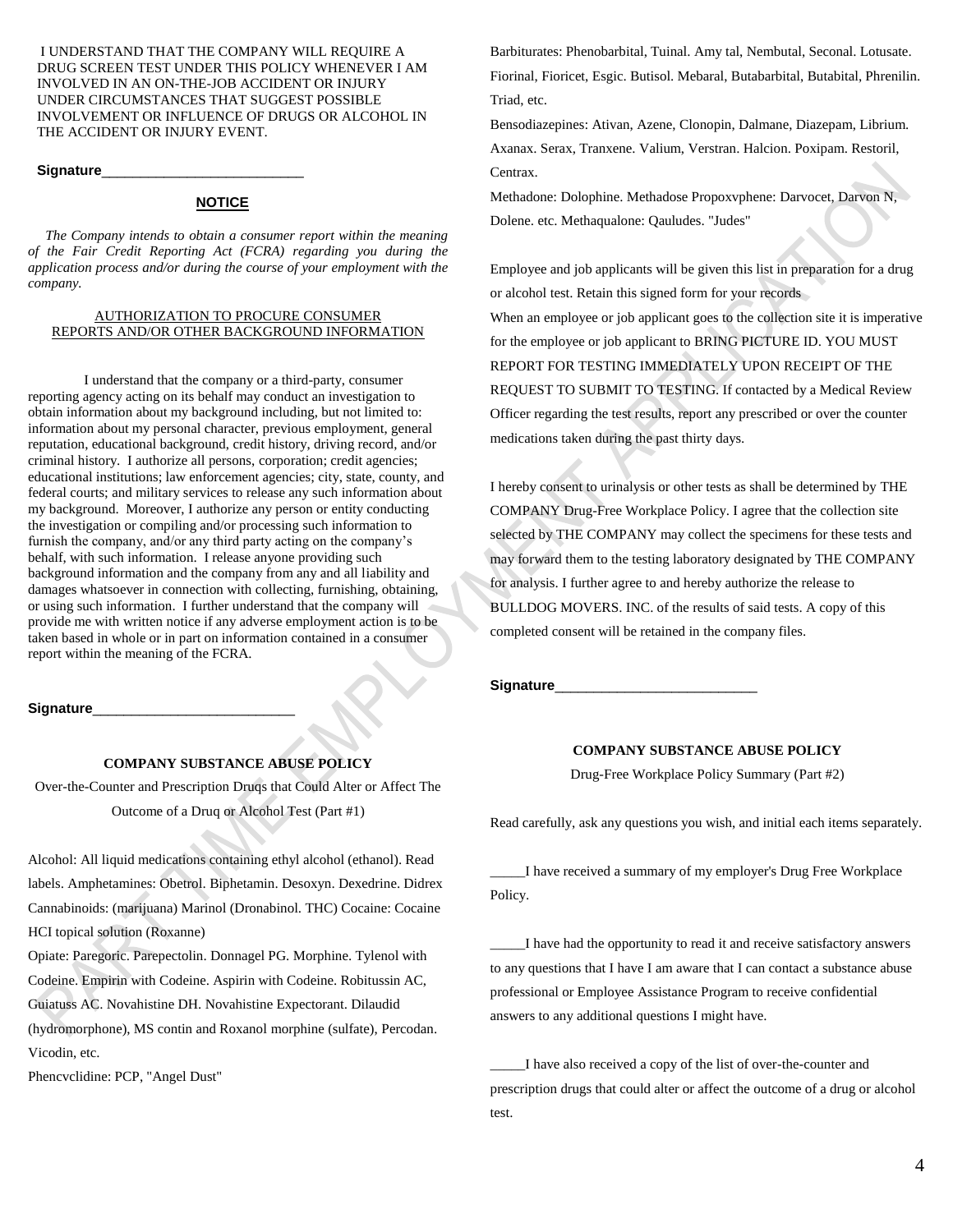I UNDERSTAND THAT THE COMPANY WILL REQUIRE A DRUG SCREEN TEST UNDER THIS POLICY WHENEVER I AM INVOLVED IN AN ON-THE-JOB ACCIDENT OR INJURY UNDER CIRCUMSTANCES THAT SUGGEST POSSIBLE INVOLVEMENT OR INFLUENCE OF DRUGS OR ALCOHOL IN THE ACCIDENT OR INJURY EVENT.

**Signature**___________________________

**NOTICE**

*The Company intends to obtain a consumer report within the meaning of the Fair Credit Reporting Act (FCRA) regarding you during the application process and/or during the course of your employment with the company.*

AUTHORIZATION TO PROCURE CONSUMER REPORTS AND/OR OTHER BACKGROUND INFORMATION

I understand that the company or a third-party, consumer reporting agency acting on its behalf may conduct an investigation to obtain information about my background including, but not limited to: information about my personal character, previous employment, general reputation, educational background, credit history, driving record, and/or criminal history. I authorize all persons, corporation; credit agencies; educational institutions; law enforcement agencies; city, state, county, and federal courts; and military services to release any such information about my background. Moreover, I authorize any person or entity conducting the investigation or compiling and/or processing such information to furnish the company, and/or any third party acting on the company's behalf, with such information. I release anyone providing such background information and the company from any and all liability and damages whatsoever in connection with collecting, furnishing, obtaining, or using such information. I further understand that the company will provide me with written notice if any adverse employment action is to be taken based in whole or in part on information contained in a consumer report within the meaning of the FCRA.

**Signature**___________________________

**COMPANY SUBSTANCE ABUSE POLICY**

Over-the-Counter and Prescription Druqs that Could Alter or Affect The Outcome of a Druq or Alcohol Test (Part #1)

Alcohol: All liquid medications containing ethyl alcohol (ethanol). Read labels. Amphetamines: Obetrol. Biphetamin. Desoxyn. Dexedrine. Didrex Cannabinoids: (marijuana) Marinol (Dronabinol. THC) Cocaine: Cocaine HCI topical solution (Roxanne)

Opiate: Paregoric. Parepectolin. Donnagel PG. Morphine. Tylenol with Codeine. Empirin with Codeine. Aspirin with Codeine. Robitussin AC, Guiatuss AC. Novahistine DH. Novahistine Expectorant. Dilaudid (hydromorphone), MS contin and Roxanol morphine (sulfate), Percodan. Vicodin, etc.

Phencvclidine: PCP, "Angel Dust"

Barbiturates: Phenobarbital, Tuinal. Amy tal, Nembutal, Seconal. Lotusate. Fiorinal, Fioricet, Esgic. Butisol. Mebaral, Butabarbital, Butabital, Phrenilin. Triad, etc.

Bensodiazepines: Ativan, Azene, Clonopin, Dalmane, Diazepam, Librium. Axanax. Serax, Tranxene. Valium, Verstran. Halcion. Poxipam. Restoril, Centrax.

Methadone: Dolophine. Methadose Propoxvphene: Darvocet, Darvon N, Dolene. etc. Methaqualone: Qaludes. "Judes"

Employee and job applicants will be given this list in preparation for a drug or alcohol test. Retain this signed form for your records

When an employee or job applicant goes to the collection site it is imperative for the employee or job applicant to BRING PICTURE ID. YOU MUST REPORT FOR TESTING IMMEDIATELY UPON RECEIPT OF THE REQUEST TO SUBMIT TO TESTING. If contacted by a Medical Review Officer regarding the test results, report any prescribed or over the counter medications taken during the past thirty days.

I hereby consent to urinalysis or other tests as shall be determined by THE COMPANY Drug-Free Workplace Policy. I agree that the collection site selected by THE COMPANY may collect the specimens for these tests and may forward them to the testing laboratory designated by THE COMPANY for analysis. I further agree to and hereby authorize the release to BULLDOG MOVERS. INC. of the results of said tests. A copy of this completed consent will be retained in the company files.

**Signature**___________________________

**COMPANY SUBSTANCE ABUSE POLICY**

Drug-Free Workplace Policy Summary (Part #2)

Read carefully, ask any questions you wish, and initial each items separately.

_____I have received a summary of my employer's Drug Free Workplace Policy.

_____I have had the opportunity to read it and receive satisfactory answers to any questions that I have I am aware that I can contact a substance abuse professional or Employee Assistance Program to receive confidential answers to any additional questions I might have.

_____I have also received a copy of the list of over-the-counter and prescription drugs that could alter or affect the outcome of a drug or alcohol test.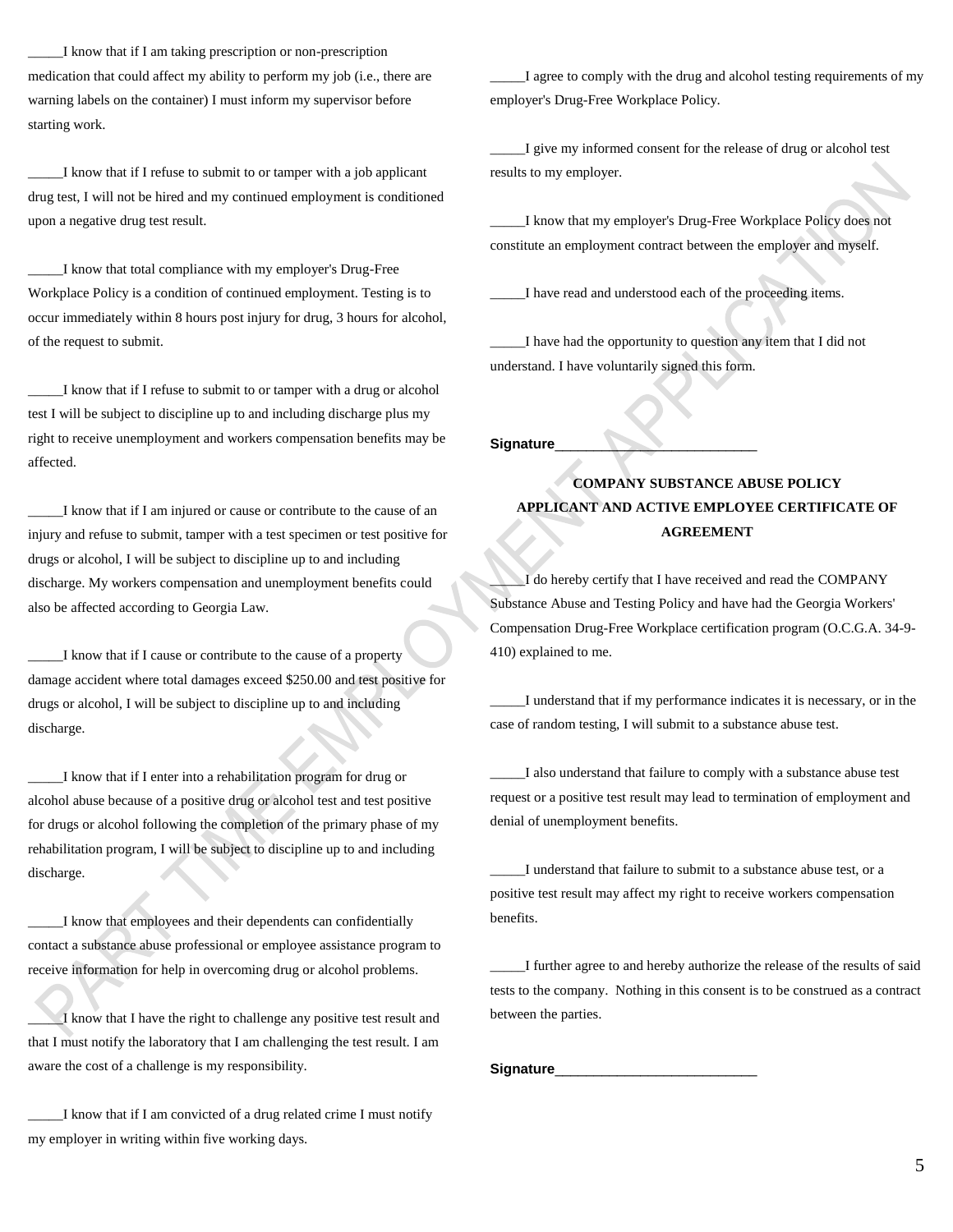_____I know that if I am taking prescription or non-prescription medication that could affect my ability to perform my job (i.e., there are warning labels on the container) I must inform my supervisor before starting work.

_____I know that if I refuse to submit to or tamper with a job applicant drug test, I will not be hired and my continued employment is conditioned upon a negative drug test result.

_____I know that total compliance with my employer's Drug-Free Workplace Policy is a condition of continued employment. Testing is to occur immediately within 8 hours post injury for drug, 3 hours for alcohol, of the request to submit.

_____I know that if I refuse to submit to or tamper with a drug or alcohol test I will be subject to discipline up to and including discharge plus my right to receive unemployment and workers compensation benefits may be affected.

_____I know that if I am injured or cause or contribute to the cause of an injury and refuse to submit, tamper with a test specimen or test positive for drugs or alcohol, I will be subject to discipline up to and including discharge. My workers compensation and unemployment benefits could also be affected according to Georgia Law.

_____I know that if I cause or contribute to the cause of a property damage accident where total damages exceed $250.00 and test positive for drugs or alcohol, I will be subject to discipline up to and including discharge.

_____I know that if I enter into a rehabilitation program for drug or alcohol abuse because of a positive drug or alcohol test and test positive for drugs or alcohol following the completion of the primary phase of my rehabilitation program, I will be subject to discipline up to and including discharge.

_____I know that employees and their dependents can confidentially contact a substance abuse professional or employee assistance program to receive information for help in overcoming drug or alcohol problems.

_____I know that I have the right to challenge any positive test result and that I must notify the laboratory that I am challenging the test result. I am aware the cost of a challenge is my responsibility.

_____I know that if I am convicted of a drug related crime I must notify my employer in writing within five working days.

_____I agree to comply with the drug and alcohol testing requirements of my employer's Drug-Free Workplace Policy.

_____I give my informed consent for the release of drug or alcohol test results to my employer.

_____I know that my employer's Drug-Free Workplace Policy does not constitute an employment contract between the employer and myself.

_____I have read and understood each of the proceeding items.

_____I have had the opportunity to question any item that I did not understand. I have voluntarily signed this form.

**Signature**___________________________

**COMPANY SUBSTANCE ABUSE POLICY**
**APPLICANT AND ACTIVE EMPLOYEE CERTIFICATE OF AGREEMENT**

_____I do hereby certify that I have received and read the COMPANY Substance Abuse and Testing Policy and have had the Georgia Workers' Compensation Drug-Free Workplace certification program (O.C.G.A. 34-9-410) explained to me.

_____I understand that if my performance indicates it is necessary, or in the case of random testing, I will submit to a substance abuse test.

_____I also understand that failure to comply with a substance abuse test request or a positive test result may lead to termination of employment and denial of unemployment benefits.

_____I understand that failure to submit to a substance abuse test, or a positive test result may affect my right to receive workers compensation benefits.

_____I further agree to and hereby authorize the release of the results of said tests to the company. Nothing in this consent is to be construed as a contract between the parties.

**Signature**___________________________